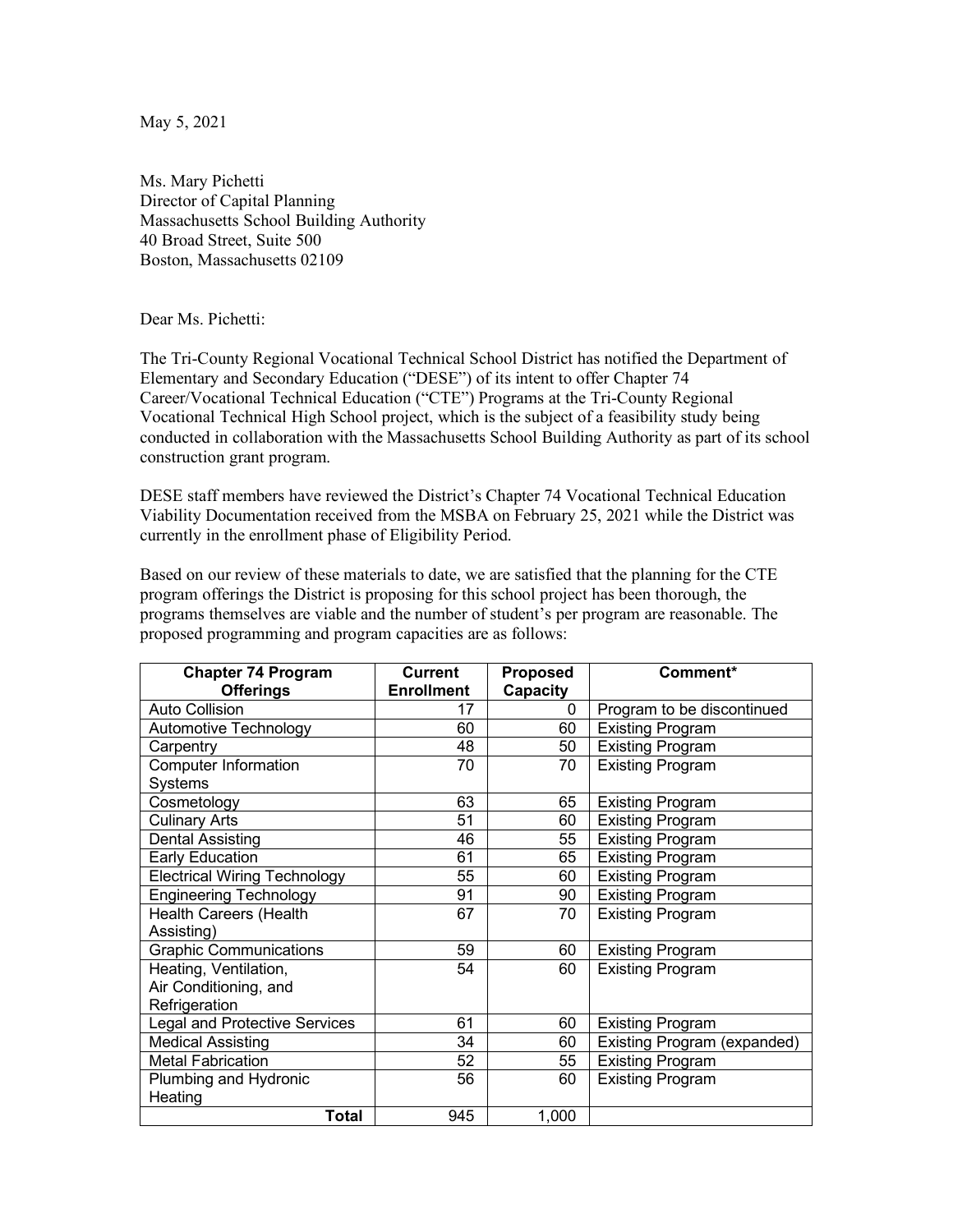May 5, 2021

Ms. Mary Pichetti
Director of Capital Planning
Massachusetts School Building Authority
40 Broad Street, Suite 500
Boston, Massachusetts 02109

Dear Ms. Pichetti:

The Tri-County Regional Vocational Technical School District has notified the Department of Elementary and Secondary Education ("DESE") of its intent to offer Chapter 74 Career/Vocational Technical Education ("CTE") Programs at the Tri-County Regional Vocational Technical High School project, which is the subject of a feasibility study being conducted in collaboration with the Massachusetts School Building Authority as part of its school construction grant program.

DESE staff members have reviewed the District's Chapter 74 Vocational Technical Education Viability Documentation received from the MSBA on February 25, 2021 while the District was currently in the enrollment phase of Eligibility Period.

Based on our review of these materials to date, we are satisfied that the planning for the CTE program offerings the District is proposing for this school project has been thorough, the programs themselves are viable and the number of student's per program are reasonable. The proposed programming and program capacities are as follows:

| Chapter 74 Program Offerings | Current Enrollment | Proposed Capacity | Comment* |
|---|---|---|---|
| Auto Collision | 17 | 0 | Program to be discontinued |
| Automotive Technology | 60 | 60 | Existing Program |
| Carpentry | 48 | 50 | Existing Program |
| Computer Information Systems | 70 | 70 | Existing Program |
| Cosmetology | 63 | 65 | Existing Program |
| Culinary Arts | 51 | 60 | Existing Program |
| Dental Assisting | 46 | 55 | Existing Program |
| Early Education | 61 | 65 | Existing Program |
| Electrical Wiring Technology | 55 | 60 | Existing Program |
| Engineering Technology | 91 | 90 | Existing Program |
| Health Careers (Health Assisting) | 67 | 70 | Existing Program |
| Graphic Communications | 59 | 60 | Existing Program |
| Heating, Ventilation, Air Conditioning, and Refrigeration | 54 | 60 | Existing Program |
| Legal and Protective Services | 61 | 60 | Existing Program |
| Medical Assisting | 34 | 60 | Existing Program (expanded) |
| Metal Fabrication | 52 | 55 | Existing Program |
| Plumbing and Hydronic Heating | 56 | 60 | Existing Program |
| **Total** | 945 | 1,000 | |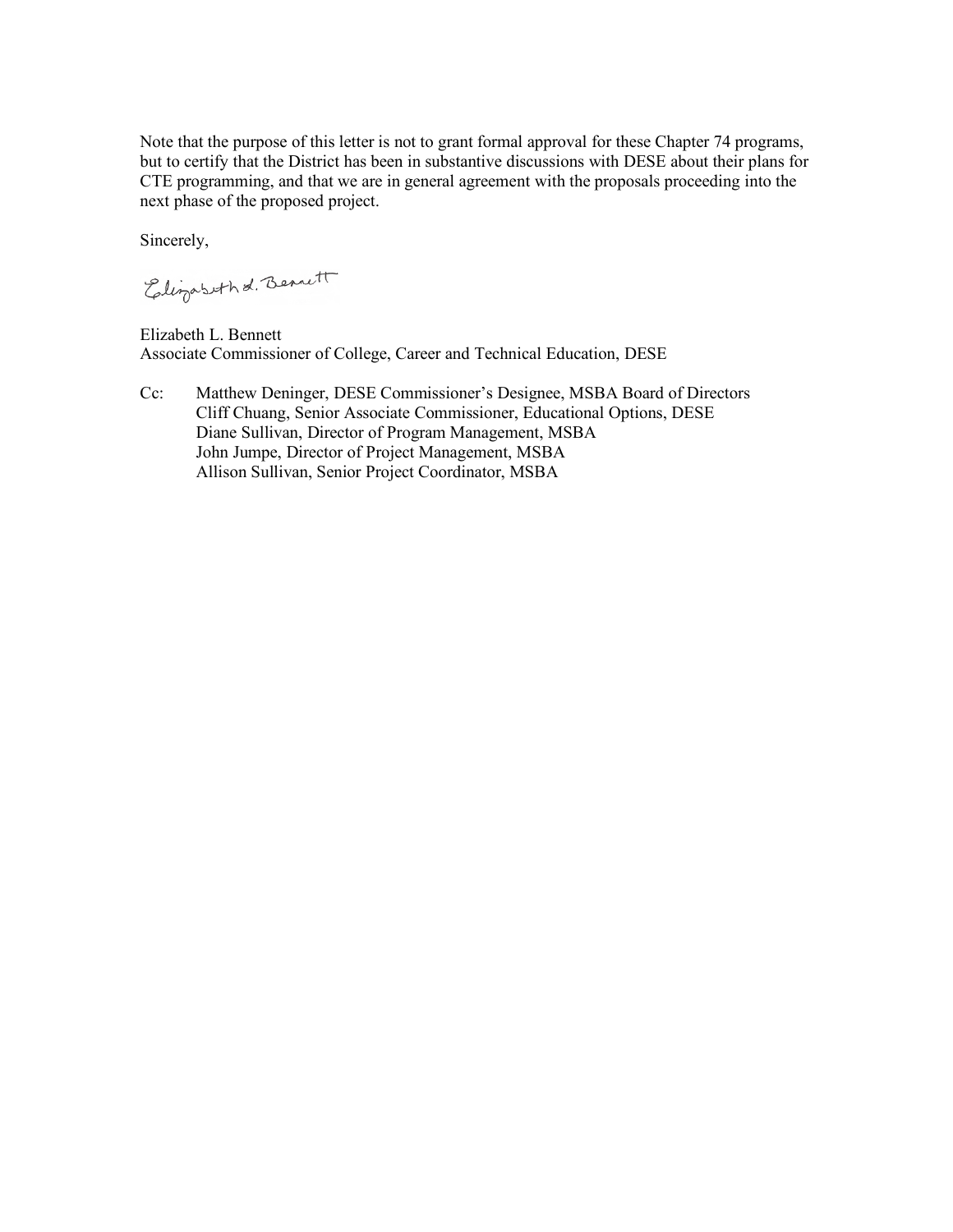Note that the purpose of this letter is not to grant formal approval for these Chapter 74 programs, but to certify that the District has been in substantive discussions with DESE about their plans for CTE programming, and that we are in general agreement with the proposals proceeding into the next phase of the proposed project.

Sincerely,

Elizabeth L. Bennett

Elizabeth L. Bennett
Associate Commissioner of College, Career and Technical Education, DESE

Cc: Matthew Deninger, DESE Commissioner's Designee, MSBA Board of Directors
Cliff Chuang, Senior Associate Commissioner, Educational Options, DESE
Diane Sullivan, Director of Program Management, MSBA
John Jumpe, Director of Project Management, MSBA
Allison Sullivan, Senior Project Coordinator, MSBA